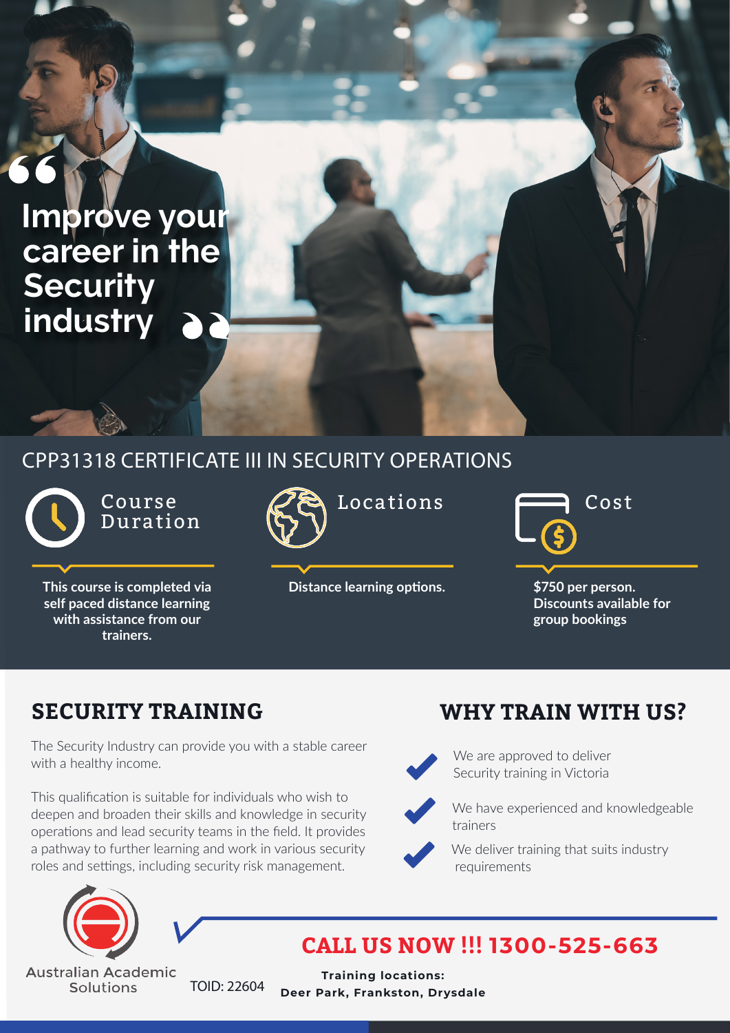> Improve your career in the Security industry

## CPP31318 CERTIFICATE III IN SECURITY OPERATIONS

**Course Duration**

**This course is completed via self paced distance learning with assistance from our trainers.**

**Locations**

**Distance learning options.**

**Cost**

**$750 per person. Discounts available for group bookings**

## SECURITY TRAINING

The Security Industry can provide you with a stable career with a healthy income.

This qualification is suitable for individuals who wish to deepen and broaden their skills and knowledge in security operations and lead security teams in the field. It provides a pathway to further learning and work in various security roles and settings, including security risk management.

## WHY TRAIN WITH US?

- We are approved to deliver Security training in Victoria
- We have experienced and knowledgeable trainers
- We deliver training that suits industry requirements

Australian Academic Solutions

TOID: 22604

## CALL US NOW !!! 1300-525-663

**Training locations:**
**Deer Park, Frankston, Drysdale**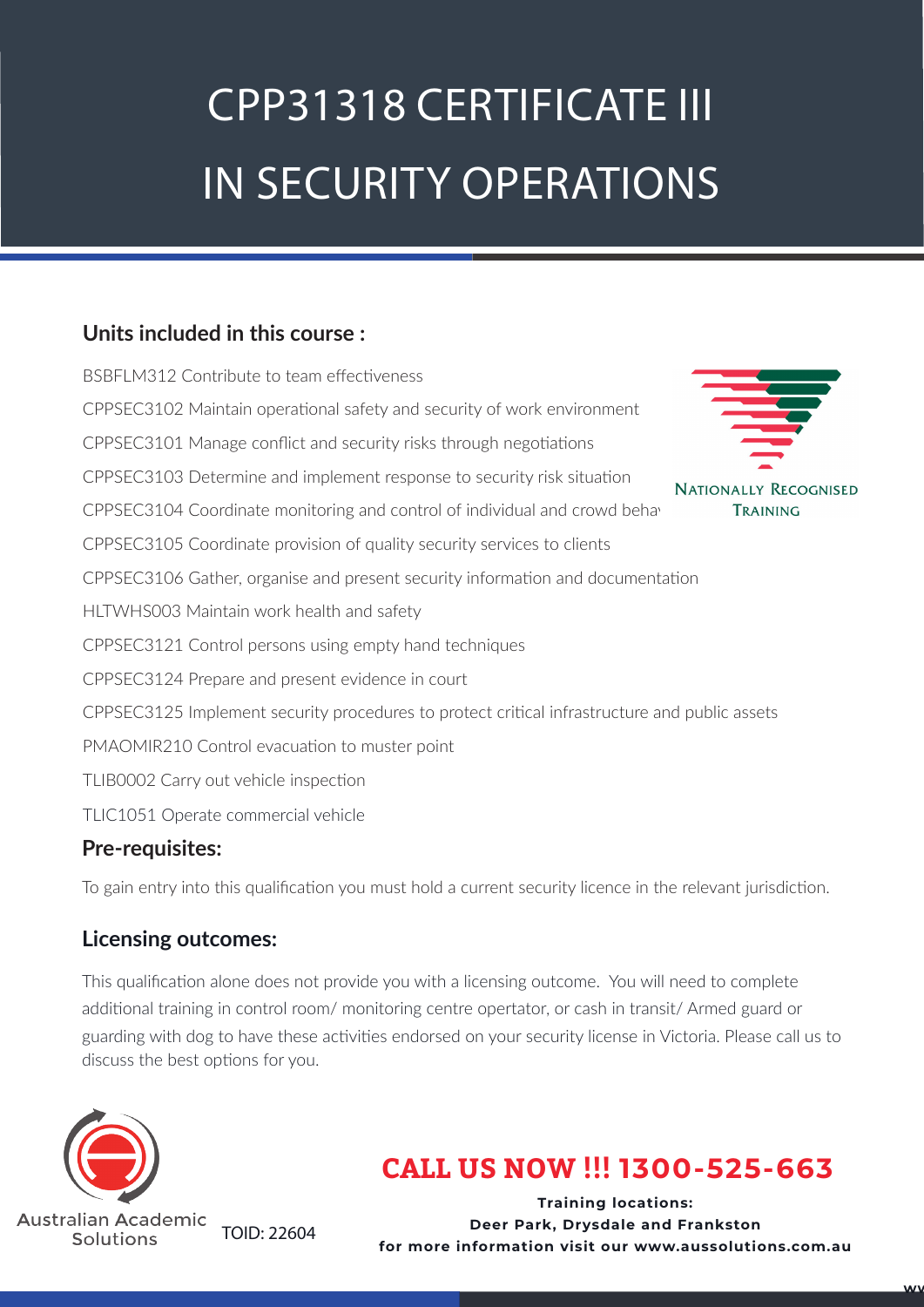# CPP31318 CERTIFICATE III IN SECURITY OPERATIONS

## Units included in this course :

BSBFLM312 Contribute to team effectiveness

CPPSEC3102 Maintain operational safety and security of work environment

CPPSEC3101 Manage conflict and security risks through negotiations

CPPSEC3103 Determine and implement response to security risk situation

CPPSEC3104 Coordinate monitoring and control of individual and crowd behav

CPPSEC3105 Coordinate provision of quality security services to clients

CPPSEC3106 Gather, organise and present security information and documentation

HLTWHS003 Maintain work health and safety

CPPSEC3121 Control persons using empty hand techniques

CPPSEC3124 Prepare and present evidence in court

CPPSEC3125 Implement security procedures to protect critical infrastructure and public assets

PMAOMIR210 Control evacuation to muster point

TLIB0002 Carry out vehicle inspection

TLIC1051 Operate commercial vehicle

NATIONALLY RECOGNISED TRAINING

## Pre-requisites:

To gain entry into this qualification you must hold a current security licence in the relevant jurisdiction.

## Licensing outcomes:

This qualification alone does not provide you with a licensing outcome. You will need to complete additional training in control room/ monitoring centre opertator, or cash in transit/ Armed guard or guarding with dog to have these activities endorsed on your security license in Victoria. Please call us to discuss the best options for you.

Australian Academic Solutions

TOID: 22604

**CALL US NOW !!! 1300-525-663**

**Training locations:**
**Deer Park, Drysdale and Frankston**
**for more information visit our www.aussolutions.com.au**